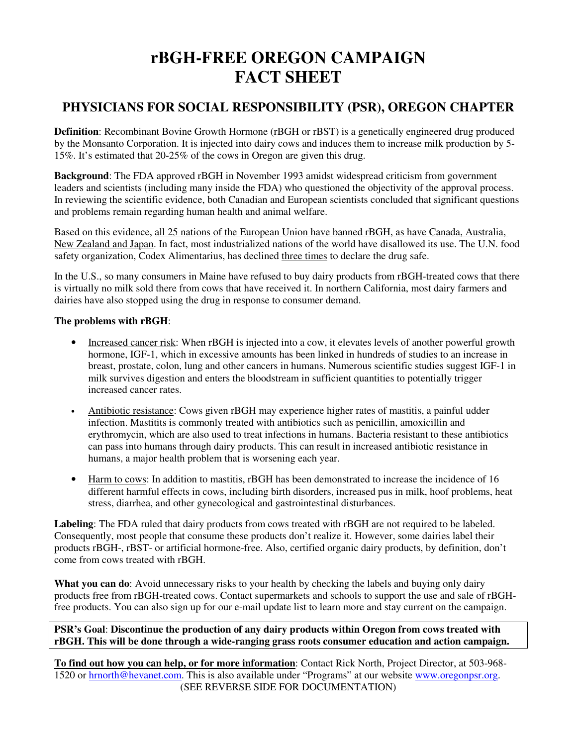# rBGH-FREE OREGON CAMPAIGN FACT SHEET

## PHYSICIANS FOR SOCIAL RESPONSIBILITY (PSR), OREGON CHAPTER

**Definition**: Recombinant Bovine Growth Hormone (rBGH or rBST) is a genetically engineered drug produced by the Monsanto Corporation. It is injected into dairy cows and induces them to increase milk production by 5-15%. It's estimated that 20-25% of the cows in Oregon are given this drug.

**Background**: The FDA approved rBGH in November 1993 amidst widespread criticism from government leaders and scientists (including many inside the FDA) who questioned the objectivity of the approval process. In reviewing the scientific evidence, both Canadian and European scientists concluded that significant questions and problems remain regarding human health and animal welfare.

Based on this evidence, <u>all 25 nations of the European Union have banned rBGH, as have Canada, Australia, New Zealand and Japan</u>. In fact, most industrialized nations of the world have disallowed its use. The U.N. food safety organization, Codex Alimentarius, has declined <u>three times</u> to declare the drug safe.

In the U.S., so many consumers in Maine have refused to buy dairy products from rBGH-treated cows that there is virtually no milk sold there from cows that have received it. In northern California, most dairy farmers and dairies have also stopped using the drug in response to consumer demand.

**The problems with rBGH**:

- <u>Increased cancer risk</u>: When rBGH is injected into a cow, it elevates levels of another powerful growth hormone, IGF-1, which in excessive amounts has been linked in hundreds of studies to an increase in breast, prostate, colon, lung and other cancers in humans. Numerous scientific studies suggest IGF-1 in milk survives digestion and enters the bloodstream in sufficient quantities to potentially trigger increased cancer rates.
- <u>Antibiotic resistance</u>: Cows given rBGH may experience higher rates of mastitis, a painful udder infection. Mastitits is commonly treated with antibiotics such as penicillin, amoxicillin and erythromycin, which are also used to treat infections in humans. Bacteria resistant to these antibiotics can pass into humans through dairy products. This can result in increased antibiotic resistance in humans, a major health problem that is worsening each year.
- <u>Harm to cows</u>: In addition to mastitis, rBGH has been demonstrated to increase the incidence of 16 different harmful effects in cows, including birth disorders, increased pus in milk, hoof problems, heat stress, diarrhea, and other gynecological and gastrointestinal disturbances.

**Labeling**: The FDA ruled that dairy products from cows treated with rBGH are not required to be labeled. Consequently, most people that consume these products don't realize it. However, some dairies label their products rBGH-, rBST- or artificial hormone-free. Also, certified organic dairy products, by definition, don't come from cows treated with rBGH.

**What you can do**: Avoid unnecessary risks to your health by checking the labels and buying only dairy products free from rBGH-treated cows. Contact supermarkets and schools to support the use and sale of rBGH-free products. You can also sign up for our e-mail update list to learn more and stay current on the campaign.

**PSR's Goal**: **Discontinue the production of any dairy products within Oregon from cows treated with rBGH. This will be done through a wide-ranging grass roots consumer education and action campaign.**

**<u>To find out how you can help, or for more information</u>**: Contact Rick North, Project Director, at 503-968-1520 or hrnorth@hevanet.com. This is also available under "Programs" at our website www.oregonpsr.org.

(SEE REVERSE SIDE FOR DOCUMENTATION)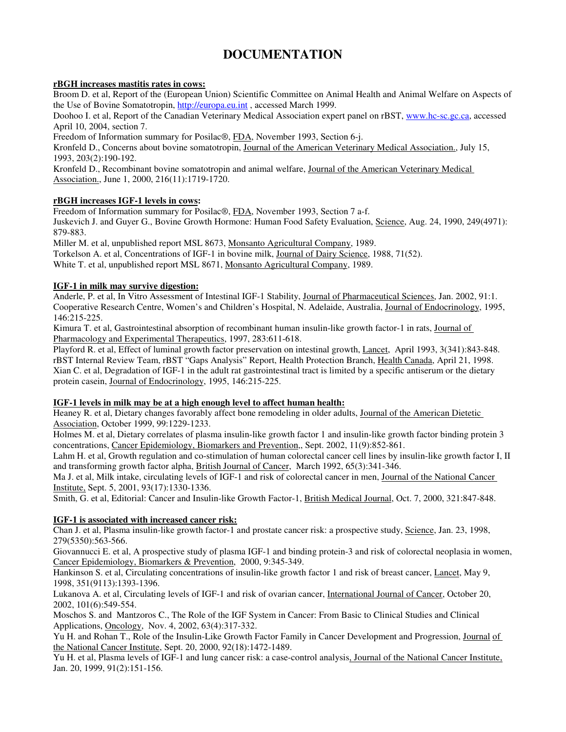# DOCUMENTATION

**rBGH increases mastitis rates in cows:**

Broom D. et al, Report of the (European Union) Scientific Committee on Animal Health and Animal Welfare on Aspects of the Use of Bovine Somatotropin, http://europa.eu.int , accessed March 1999.

Doohoo I. et al, Report of the Canadian Veterinary Medical Association expert panel on rBST, www.hc-sc.gc.ca, accessed April 10, 2004, section 7.

Freedom of Information summary for Posilac®, FDA, November 1993, Section 6-j.

Kronfeld D., Concerns about bovine somatotropin, Journal of the American Veterinary Medical Association., July 15, 1993, 203(2):190-192.

Kronfeld D., Recombinant bovine somatotropin and animal welfare, Journal of the American Veterinary Medical Association., June 1, 2000, 216(11):1719-1720.

**rBGH increases IGF-1 levels in cows:**

Freedom of Information summary for Posilac®, FDA, November 1993, Section 7 a-f.

Juskevich J. and Guyer G., Bovine Growth Hormone: Human Food Safety Evaluation, Science, Aug. 24, 1990, 249(4971): 879-883.

Miller M. et al, unpublished report MSL 8673, Monsanto Agricultural Company, 1989.

Torkelson A. et al, Concentrations of IGF-1 in bovine milk, Journal of Dairy Science, 1988, 71(52).

White T. et al, unpublished report MSL 8671, Monsanto Agricultural Company, 1989.

**IGF-1 in milk may survive digestion:**

Anderle, P. et al, In Vitro Assessment of Intestinal IGF-1 Stability, Journal of Pharmaceutical Sciences, Jan. 2002, 91:1.

Cooperative Research Centre, Women's and Children's Hospital, N. Adelaide, Australia, Journal of Endocrinology, 1995, 146:215-225.

Kimura T. et al, Gastrointestinal absorption of recombinant human insulin-like growth factor-1 in rats, Journal of Pharmacology and Experimental Therapeutics, 1997, 283:611-618.

Playford R. et al, Effect of luminal growth factor preservation on intestinal growth, Lancet, April 1993, 3(341):843-848.

rBST Internal Review Team, rBST "Gaps Analysis" Report, Health Protection Branch, Health Canada, April 21, 1998.

Xian C. et al, Degradation of IGF-1 in the adult rat gastrointestinal tract is limited by a specific antiserum or the dietary protein casein, Journal of Endocrinology, 1995, 146:215-225.

**IGF-1 levels in milk may be at a high enough level to affect human health:**

Heaney R. et al, Dietary changes favorably affect bone remodeling in older adults, Journal of the American Dietetic Association, October 1999, 99:1229-1233.

Holmes M. et al, Dietary correlates of plasma insulin-like growth factor 1 and insulin-like growth factor binding protein 3 concentrations, Cancer Epidemiology, Biomarkers and Prevention,, Sept. 2002, 11(9):852-861.

Lahm H. et al, Growth regulation and co-stimulation of human colorectal cancer cell lines by insulin-like growth factor I, II and transforming growth factor alpha, British Journal of Cancer, March 1992, 65(3):341-346.

Ma J. et al, Milk intake, circulating levels of IGF-1 and risk of colorectal cancer in men, Journal of the National Cancer Institute, Sept. 5, 2001, 93(17):1330-1336.

Smith, G. et al, Editorial: Cancer and Insulin-like Growth Factor-1, British Medical Journal, Oct. 7, 2000, 321:847-848.

**IGF-1 is associated with increased cancer risk:**

Chan J. et al, Plasma insulin-like growth factor-1 and prostate cancer risk: a prospective study, Science, Jan. 23, 1998, 279(5350):563-566.

Giovannucci E. et al, A prospective study of plasma IGF-1 and binding protein-3 and risk of colorectal neoplasia in women, Cancer Epidemiology, Biomarkers & Prevention, 2000, 9:345-349.

Hankinson S. et al, Circulating concentrations of insulin-like growth factor 1 and risk of breast cancer, Lancet, May 9, 1998, 351(9113):1393-1396.

Lukanova A. et al, Circulating levels of IGF-1 and risk of ovarian cancer, International Journal of Cancer, October 20, 2002, 101(6):549-554.

Moschos S. and Mantzoros C., The Role of the IGF System in Cancer: From Basic to Clinical Studies and Clinical Applications, Oncology, Nov. 4, 2002, 63(4):317-332.

Yu H. and Rohan T., Role of the Insulin-Like Growth Factor Family in Cancer Development and Progression, Journal of the National Cancer Institute, Sept. 20, 2000, 92(18):1472-1489.

Yu H. et al, Plasma levels of IGF-1 and lung cancer risk: a case-control analysis, Journal of the National Cancer Institute, Jan. 20, 1999, 91(2):151-156.